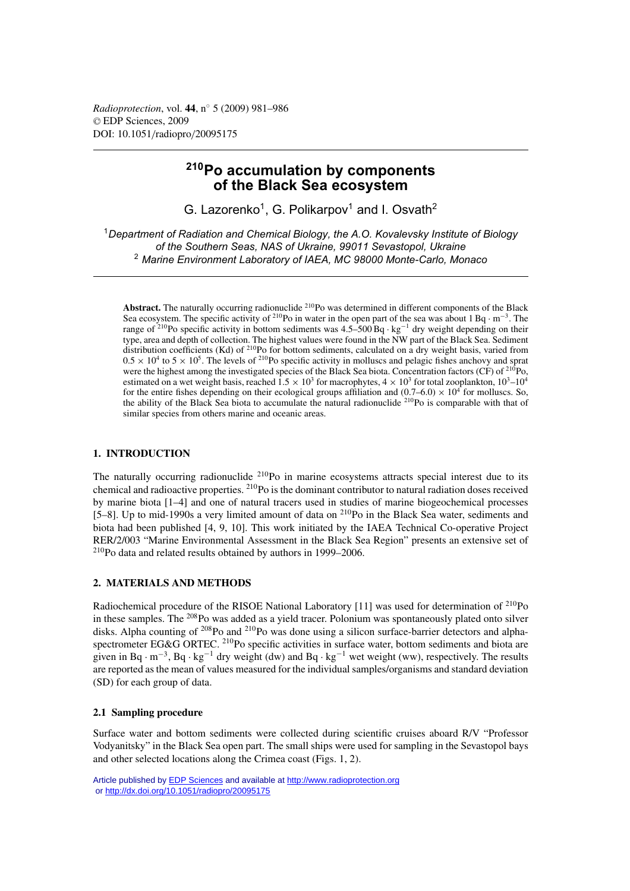# $^{210}$Po accumulation by components of the Black Sea ecosystem

G. Lazorenko[1], G. Polikarpov[1] and I. Osvath[2]

[1] *Department of Radiation and Chemical Biology, the A.O. Kovalevsky Institute of Biology of the Southern Seas, NAS of Ukraine, 99011 Sevastopol, Ukraine*
[2] *Marine Environment Laboratory of IAEA, MC 98000 Monte-Carlo, Monaco*

**Abstract.** The naturally occurring radionuclide $^{210}$Po was determined in different components of the Black Sea ecosystem. The specific activity of $^{210}$Po in water in the open part of the sea was about 1 Bq · m$^{-3}$. The range of $^{210}$Po specific activity in bottom sediments was 4.5–500 Bq · kg$^{-1}$ dry weight depending on their type, area and depth of collection. The highest values were found in the NW part of the Black Sea. Sediment distribution coefficients (Kd) of $^{210}$Po for bottom sediments, calculated on a dry weight basis, varied from $0.5 \times 10^4$ to $5 \times 10^5$. The levels of $^{210}$Po specific activity in molluscs and pelagic fishes anchovy and sprat were the highest among the investigated species of the Black Sea biota. Concentration factors (CF) of $^{210}$Po, estimated on a wet weight basis, reached $1.5 \times 10^3$ for macrophytes, $4 \times 10^3$ for total zooplankton, $10^3$–$10^4$ for the entire fishes depending on their ecological groups affiliation and $(0.7–6.0) \times 10^4$ for molluscs. So, the ability of the Black Sea biota to accumulate the natural radionuclide $^{210}$Po is comparable with that of similar species from others marine and oceanic areas.

## 1. INTRODUCTION

The naturally occurring radionuclide $^{210}$Po in marine ecosystems attracts special interest due to its chemical and radioactive properties. $^{210}$Po is the dominant contributor to natural radiation doses received by marine biota [1–4] and one of natural tracers used in studies of marine biogeochemical processes [5–8]. Up to mid-1990s a very limited amount of data on $^{210}$Po in the Black Sea water, sediments and biota had been published [4, 9, 10]. This work initiated by the IAEA Technical Co-operative Project RER/2/003 "Marine Environmental Assessment in the Black Sea Region" presents an extensive set of $^{210}$Po data and related results obtained by authors in 1999–2006.

## 2. MATERIALS AND METHODS

Radiochemical procedure of the RISOE National Laboratory [11] was used for determination of $^{210}$Po in these samples. The $^{208}$Po was added as a yield tracer. Polonium was spontaneously plated onto silver disks. Alpha counting of $^{208}$Po and $^{210}$Po was done using a silicon surface-barrier detectors and alpha-spectrometer EG&G ORTEC. $^{210}$Po specific activities in surface water, bottom sediments and biota are given in Bq · m$^{-3}$, Bq · kg$^{-1}$ dry weight (dw) and Bq · kg$^{-1}$ wet weight (ww), respectively. The results are reported as the mean of values measured for the individual samples/organisms and standard deviation (SD) for each group of data.

### 2.1 Sampling procedure

Surface water and bottom sediments were collected during scientific cruises aboard R/V "Professor Vodyanitsky" in the Black Sea open part. The small ships were used for sampling in the Sevastopol bays and other selected locations along the Crimea coast (Figs. 1, 2).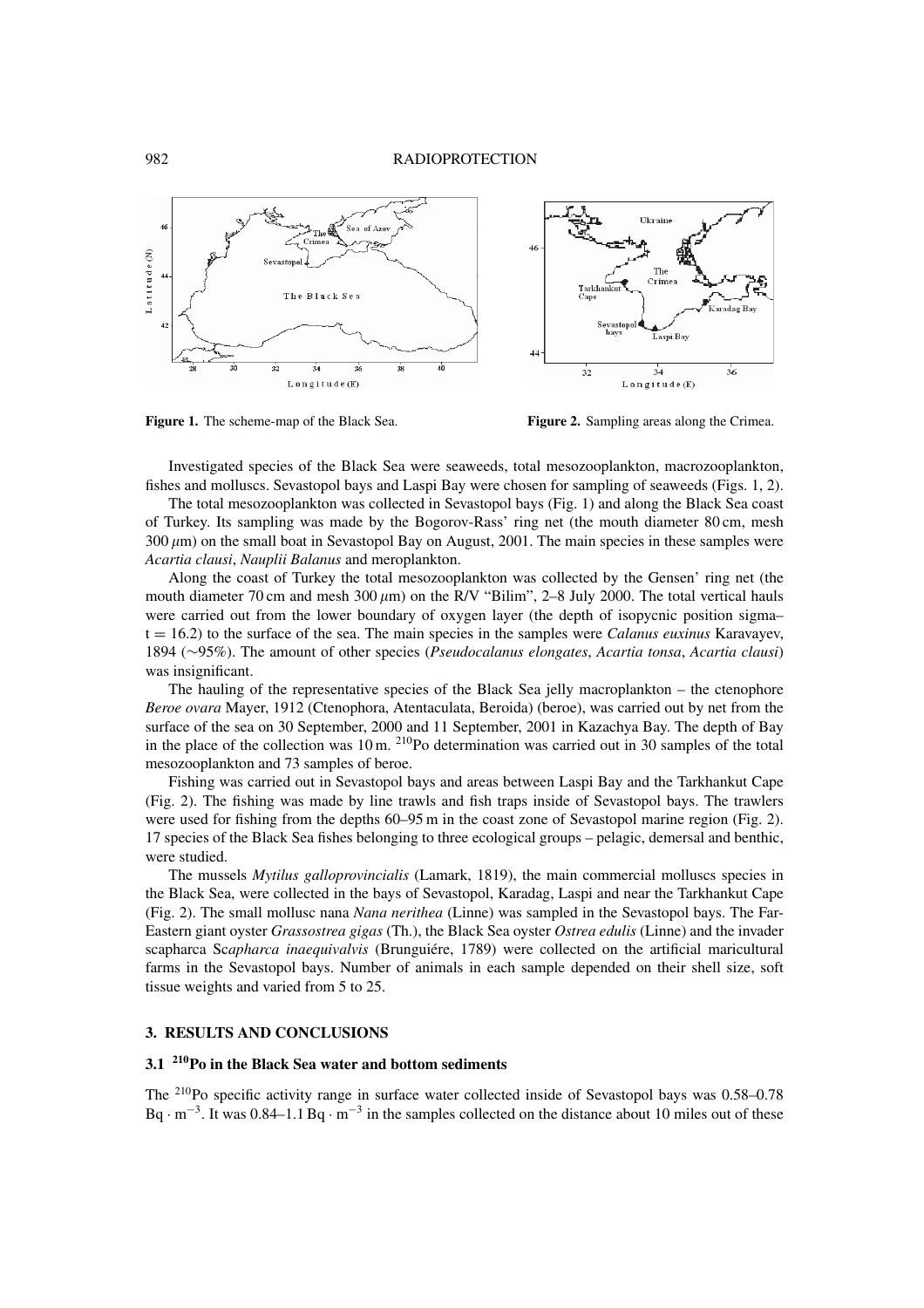Figure 1. The scheme-map of the Black Sea.

Figure 2. Sampling areas along the Crimea.

Investigated species of the Black Sea were seaweeds, total mesozooplankton, macrozooplankton, fishes and molluscs. Sevastopol bays and Laspi Bay were chosen for sampling of seaweeds (Figs. 1, 2).

The total mesozooplankton was collected in Sevastopol bays (Fig. 1) and along the Black Sea coast of Turkey. Its sampling was made by the Bogorov-Rass' ring net (the mouth diameter 80 cm, mesh 300 $\mu$m) on the small boat in Sevastopol Bay on August, 2001. The main species in these samples were *Acartia clausi*, *Nauplii Balanus* and meroplankton.

Along the coast of Turkey the total mesozooplankton was collected by the Gensen' ring net (the mouth diameter 70 cm and mesh 300 $\mu$m) on the R/V "Bilim", 2–8 July 2000. The total vertical hauls were carried out from the lower boundary of oxygen layer (the depth of isopycnic position sigma–t = 16.2) to the surface of the sea. The main species in the samples were *Calanus euxinus* Karavayev, 1894 (~95%). The amount of other species (*Pseudocalanus elongates*, *Acartia tonsa*, *Acartia clausi*) was insignificant.

The hauling of the representative species of the Black Sea jelly macroplankton – the ctenophore *Beroe ovara* Mayer, 1912 (Ctenophora, Atentaculata, Beroida) (beroe), was carried out by net from the surface of the sea on 30 September, 2000 and 11 September, 2001 in Kazachya Bay. The depth of Bay in the place of the collection was 10 m. $^{210}$Po determination was carried out in 30 samples of the total mesozooplankton and 73 samples of beroe.

Fishing was carried out in Sevastopol bays and areas between Laspi Bay and the Tarkhankut Cape (Fig. 2). The fishing was made by line trawls and fish traps inside of Sevastopol bays. The trawlers were used for fishing from the depths 60–95 m in the coast zone of Sevastopol marine region (Fig. 2). 17 species of the Black Sea fishes belonging to three ecological groups – pelagic, demersal and benthic, were studied.

The mussels *Mytilus galloprovincialis* (Lamark, 1819), the main commercial molluscs species in the Black Sea, were collected in the bays of Sevastopol, Karadag, Laspi and near the Tarkhankut Cape (Fig. 2). The small mollusc nana *Nana nerithea* (Linne) was sampled in the Sevastopol bays. The Far-Eastern giant oyster *Grassostrea gigas* (Th.), the Black Sea oyster *Ostrea edulis* (Linne) and the invader scapharca S*capharca inaequivalvis* (Brunguiére, 1789) were collected on the artificial maricultural farms in the Sevastopol bays. Number of animals in each sample depended on their shell size, soft tissue weights and varied from 5 to 25.

## 3. RESULTS AND CONCLUSIONS

### 3.1 $^{210}$Po in the Black Sea water and bottom sediments

The $^{210}$Po specific activity range in surface water collected inside of Sevastopol bays was 0.58–0.78 $Bq \cdot m^{-3}$. It was 0.84–1.1 $Bq \cdot m^{-3}$ in the samples collected on the distance about 10 miles out of these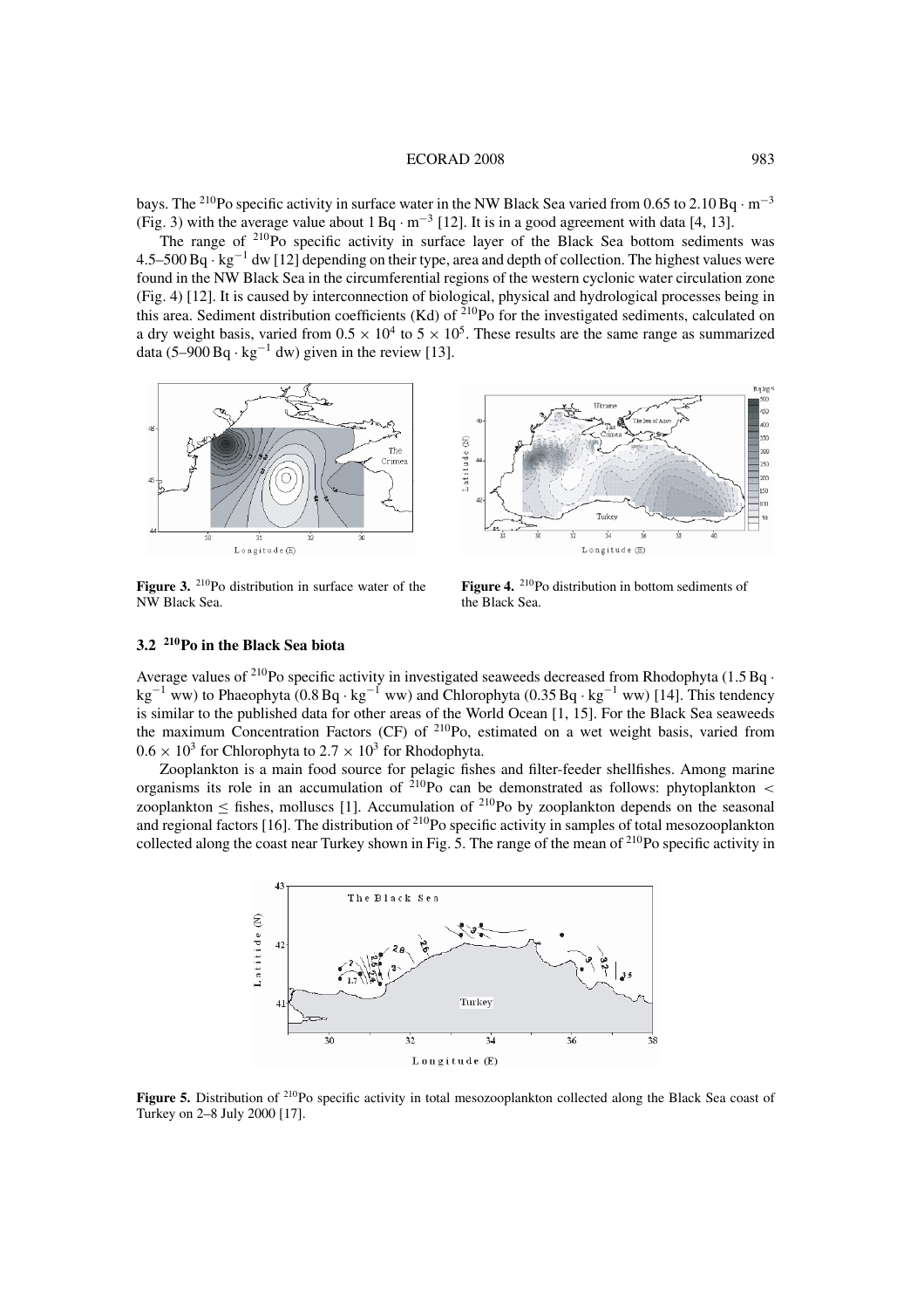bays. The $^{210}$Po specific activity in surface water in the NW Black Sea varied from 0.65 to 2.10 Bq $\cdot$ m$^{-3}$ (Fig. 3) with the average value about 1 Bq $\cdot$ m$^{-3}$ [12]. It is in a good agreement with data [4, 13].

The range of $^{210}$Po specific activity in surface layer of the Black Sea bottom sediments was 4.5–500 Bq $\cdot$ kg$^{-1}$ dw [12] depending on their type, area and depth of collection. The highest values were found in the NW Black Sea in the circumferential regions of the western cyclonic water circulation zone (Fig. 4) [12]. It is caused by interconnection of biological, physical and hydrological processes being in this area. Sediment distribution coefficients (Kd) of $^{210}$Po for the investigated sediments, calculated on a dry weight basis, varied from $0.5 \times 10^4$ to $5 \times 10^5$. These results are the same range as summarized data (5–900 Bq $\cdot$ kg$^{-1}$ dw) given in the review [13].

**Figure 3.** $^{210}$Po distribution in surface water of the NW Black Sea.

**Figure 4.** $^{210}$Po distribution in bottom sediments of the Black Sea.

### 3.2 $^{210}$Po in the Black Sea biota

Average values of $^{210}$Po specific activity in investigated seaweeds decreased from Rhodophyta (1.5 Bq $\cdot$ kg$^{-1}$ ww) to Phaeophyta (0.8 Bq $\cdot$ kg$^{-1}$ ww) and Chlorophyta (0.35 Bq $\cdot$ kg$^{-1}$ ww) [14]. This tendency is similar to the published data for other areas of the World Ocean [1, 15]. For the Black Sea seaweeds the maximum Concentration Factors (CF) of $^{210}$Po, estimated on a wet weight basis, varied from $0.6 \times 10^3$ for Chlorophyta to $2.7 \times 10^3$ for Rhodophyta.

Zooplankton is a main food source for pelagic fishes and filter-feeder shellfishes. Among marine organisms its role in an accumulation of $^{210}$Po can be demonstrated as follows: phytoplankton $<$ zooplankton $\leq$ fishes, molluscs [1]. Accumulation of $^{210}$Po by zooplankton depends on the seasonal and regional factors [16]. The distribution of $^{210}$Po specific activity in samples of total mesozooplankton collected along the coast near Turkey shown in Fig. 5. The range of the mean of $^{210}$Po specific activity in

**Figure 5.** Distribution of $^{210}$Po specific activity in total mesozooplankton collected along the Black Sea coast of Turkey on 2–8 July 2000 [17].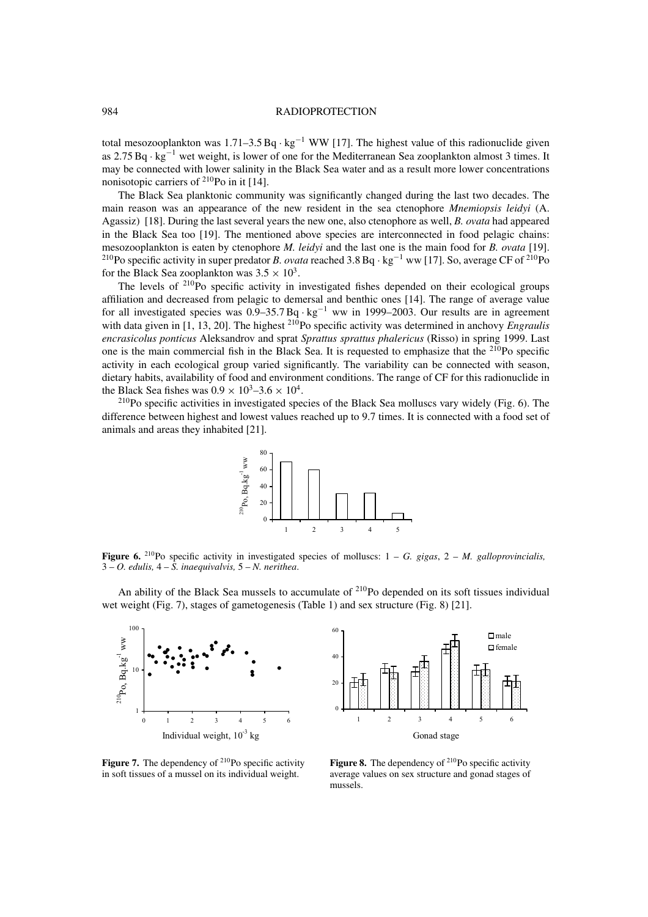total mesozooplankton was 1.71–3.5 Bq · kg$^{-1}$ WW [17]. The highest value of this radionuclide given as 2.75 Bq · kg$^{-1}$ wet weight, is lower of one for the Mediterranean Sea zooplankton almost 3 times. It may be connected with lower salinity in the Black Sea water and as a result more lower concentrations nonisotopic carriers of $^{210}$Po in it [14].

The Black Sea planktonic community was significantly changed during the last two decades. The main reason was an appearance of the new resident in the sea ctenophore *Mnemiopsis leidyi* (A. Agassiz) [18]. During the last several years the new one, also ctenophore as well, *B. ovata* had appeared in the Black Sea too [19]. The mentioned above species are interconnected in food pelagic chains: mesozooplankton is eaten by ctenophore *M. leidyi* and the last one is the main food for *B. ovata* [19]. $^{210}$Po specific activity in super predator *B. ovata* reached 3.8 Bq · kg$^{-1}$ ww [17]. So, average CF of $^{210}$Po for the Black Sea zooplankton was $3.5 \times 10^3$.

The levels of $^{210}$Po specific activity in investigated fishes depended on their ecological groups affiliation and decreased from pelagic to demersal and benthic ones [14]. The range of average value for all investigated species was 0.9–35.7 Bq · kg$^{-1}$ ww in 1999–2003. Our results are in agreement with data given in [1, 13, 20]. The highest $^{210}$Po specific activity was determined in anchovy *Engraulis encrasicolus ponticus* Aleksandrov and sprat *Sprattus sprattus phalericus* (Risso) in spring 1999. Last one is the main commercial fish in the Black Sea. It is requested to emphasize that the $^{210}$Po specific activity in each ecological group varied significantly. The variability can be connected with season, dietary habits, availability of food and environment conditions. The range of CF for this radionuclide in the Black Sea fishes was $0.9 \times 10^3$–$3.6 \times 10^4$.

$^{210}$Po specific activities in investigated species of the Black Sea molluscs vary widely (Fig. 6). The difference between highest and lowest values reached up to 9.7 times. It is connected with a food set of animals and areas they inhabited [21].

**Figure 6.** $^{210}$Po specific activity in investigated species of molluscs: 1 – *G. gigas*, 2 – *M. galloprovincialis*, 3 – *O. edulis*, 4 – *S. inaequivalvis*, 5 – *N. nerithea*.

An ability of the Black Sea mussels to accumulate of $^{210}$Po depended on its soft tissues individual wet weight (Fig. 7), stages of gametogenesis (Table 1) and sex structure (Fig. 8) [21].

**Figure 7.** The dependency of $^{210}$Po specific activity in soft tissues of a mussel on its individual weight.

**Figure 8.** The dependency of $^{210}$Po specific activity average values on sex structure and gonad stages of mussels.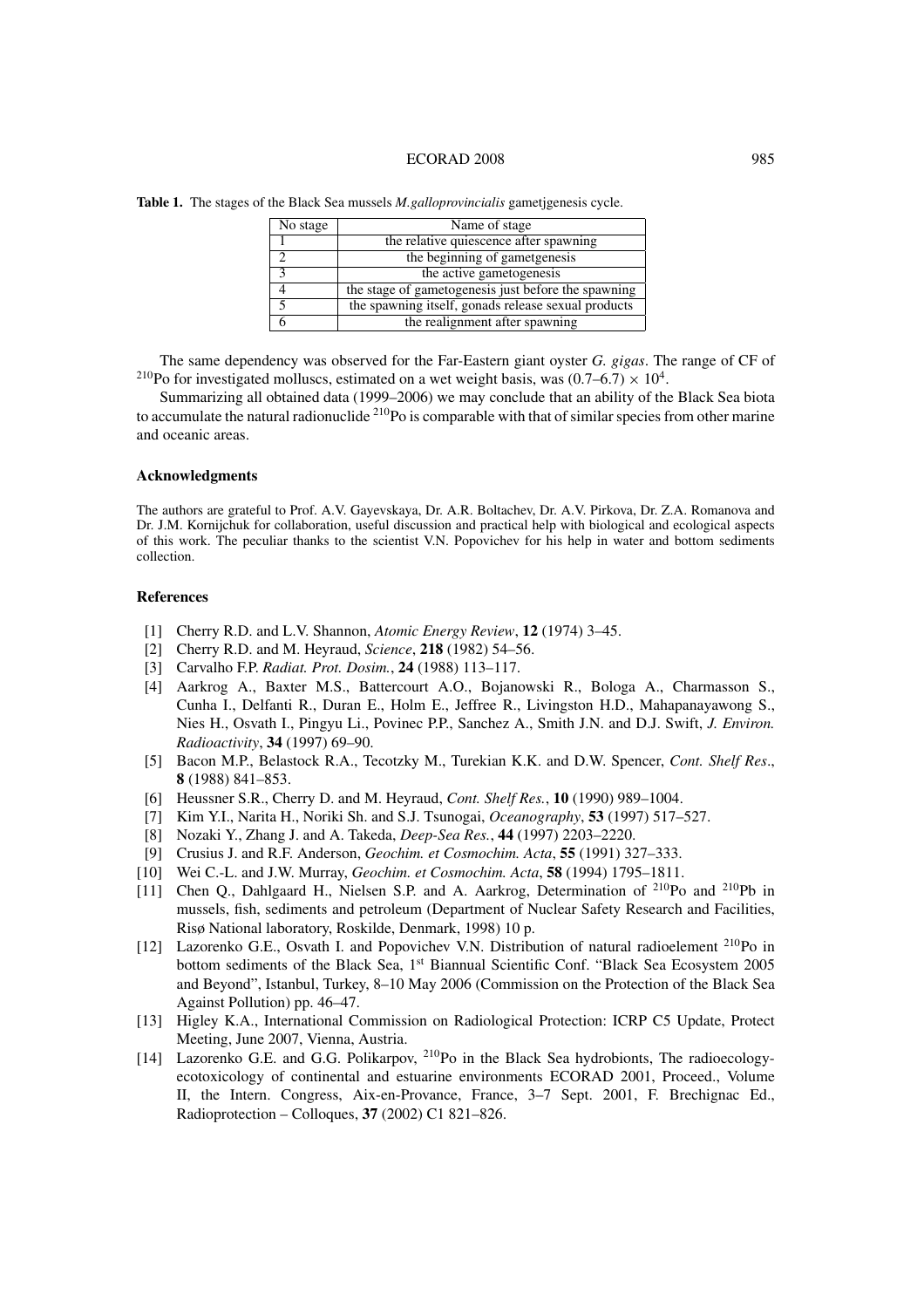**Table 1.** The stages of the Black Sea mussels *M.galloprovincialis* gametjgenesis cycle.

| No stage | Name of stage |
|---|---|
| 1 | the relative quiescence after spawning |
| 2 | the beginning of gametgenesis |
| 3 | the active gametogenesis |
| 4 | the stage of gametogenesis just before the spawning |
| 5 | the spawning itself, gonads release sexual products |
| 6 | the realignment after spawning |

The same dependency was observed for the Far-Eastern giant oyster *G. gigas*. The range of CF of $^{210}$Po for investigated molluscs, estimated on a wet weight basis, was $(0.7–6.7) \times 10^4$.

Summarizing all obtained data (1999–2006) we may conclude that an ability of the Black Sea biota to accumulate the natural radionuclide $^{210}$Po is comparable with that of similar species from other marine and oceanic areas.

### Acknowledgments

The authors are grateful to Prof. A.V. Gayevskaya, Dr. A.R. Boltachev, Dr. A.V. Pirkova, Dr. Z.A. Romanova and Dr. J.M. Kornijchuk for collaboration, useful discussion and practical help with biological and ecological aspects of this work. The peculiar thanks to the scientist V.N. Popovichev for his help in water and bottom sediments collection.

### References

[1] Cherry R.D. and L.V. Shannon, *Atomic Energy Review*, **12** (1974) 3–45.

[2] Cherry R.D. and M. Heyraud, *Science*, **218** (1982) 54–56.

[3] Carvalho F.P. *Radiat. Prot. Dosim.*, **24** (1988) 113–117.

[4] Aarkrog A., Baxter M.S., Battercourt A.O., Bojanowski R., Bologa A., Charmasson S., Cunha I., Delfanti R., Duran E., Holm E., Jeffree R., Livingston H.D., Mahapanayawong S., Nies H., Osvath I., Pingyu Li., Povinec P.P., Sanchez A., Smith J.N. and D.J. Swift, *J. Environ. Radioactivity*, **34** (1997) 69–90.

[5] Bacon M.P., Belastock R.A., Tecotzky M., Turekian K.K. and D.W. Spencer, *Cont. Shelf Res*., **8** (1988) 841–853.

[6] Heussner S.R., Cherry D. and M. Heyraud, *Cont. Shelf Res.*, **10** (1990) 989–1004.

[7] Kim Y.I., Narita H., Noriki Sh. and S.J. Tsunogai, *Oceanography*, **53** (1997) 517–527.

[8] Nozaki Y., Zhang J. and A. Takeda, *Deep-Sea Res.*, **44** (1997) 2203–2220.

[9] Crusius J. and R.F. Anderson, *Geochim. et Cosmochim. Acta*, **55** (1991) 327–333.

[10] Wei C.-L. and J.W. Murray, *Geochim. et Cosmochim. Acta*, **58** (1994) 1795–1811.

[11] Chen Q., Dahlgaard H., Nielsen S.P. and A. Aarkrog, Determination of $^{210}$Po and $^{210}$Pb in mussels, fish, sediments and petroleum (Department of Nuclear Safety Research and Facilities, Risø National laboratory, Roskilde, Denmark, 1998) 10 p.

[12] Lazorenko G.E., Osvath I. and Popovichev V.N. Distribution of natural radioelement $^{210}$Po in bottom sediments of the Black Sea, 1st Biannual Scientific Conf. "Black Sea Ecosystem 2005 and Beyond", Istanbul, Turkey, 8–10 May 2006 (Commission on the Protection of the Black Sea Against Pollution) pp. 46–47.

[13] Higley K.A., International Commission on Radiological Protection: ICRP C5 Update, Protect Meeting, June 2007, Vienna, Austria.

[14] Lazorenko G.E. and G.G. Polikarpov, $^{210}$Po in the Black Sea hydrobionts, The radioecology-ecotoxicology of continental and estuarine environments ECORAD 2001, Proceed., Volume II, the Intern. Congress, Aix-en-Provance, France, 3–7 Sept. 2001, F. Brechignac Ed., Radioprotection – Colloques, **37** (2002) C1 821–826.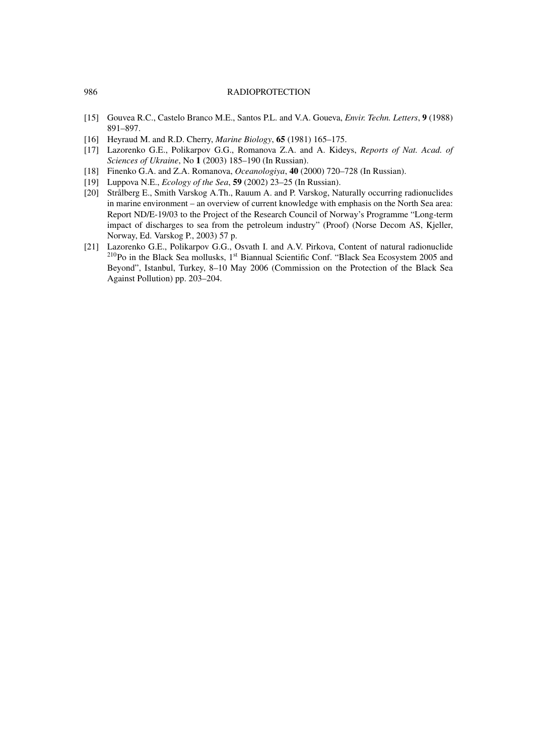[15] Gouvea R.C., Castelo Branco M.E., Santos P.L. and V.A. Goueva, *Envir. Techn. Letters*, **9** (1988) 891–897.

[16] Heyraud M. and R.D. Cherry, *Marine Biology*, **65** (1981) 165–175.

[17] Lazorenko G.E., Polikarpov G.G., Romanova Z.A. and A. Kideys, *Reports of Nat. Acad. of Sciences of Ukraine*, No **1** (2003) 185–190 (In Russian).

[18] Finenko G.A. and Z.A. Romanova, *Oceanologiya*, **40** (2000) 720–728 (In Russian).

[19] Luppova N.E., *Ecology of the Sea*, **59** (2002) 23–25 (In Russian).

[20] Strålberg E., Smith Varskog A.Th., Rauum A. and P. Varskog, Naturally occurring radionuclides in marine environment – an overview of current knowledge with emphasis on the North Sea area: Report ND/E-19/03 to the Project of the Research Council of Norway's Programme "Long-term impact of discharges to sea from the petroleum industry" (Proof) (Norse Decom AS, Kjeller, Norway, Ed. Varskog P., 2003) 57 p.

[21] Lazorenko G.E., Polikarpov G.G., Osvath I. and A.V. Pirkova, Content of natural radionuclide $^{210}$Po in the Black Sea mollusks, 1st Biannual Scientific Conf. "Black Sea Ecosystem 2005 and Beyond", Istanbul, Turkey, 8–10 May 2006 (Commission on the Protection of the Black Sea Against Pollution) pp. 203–204.